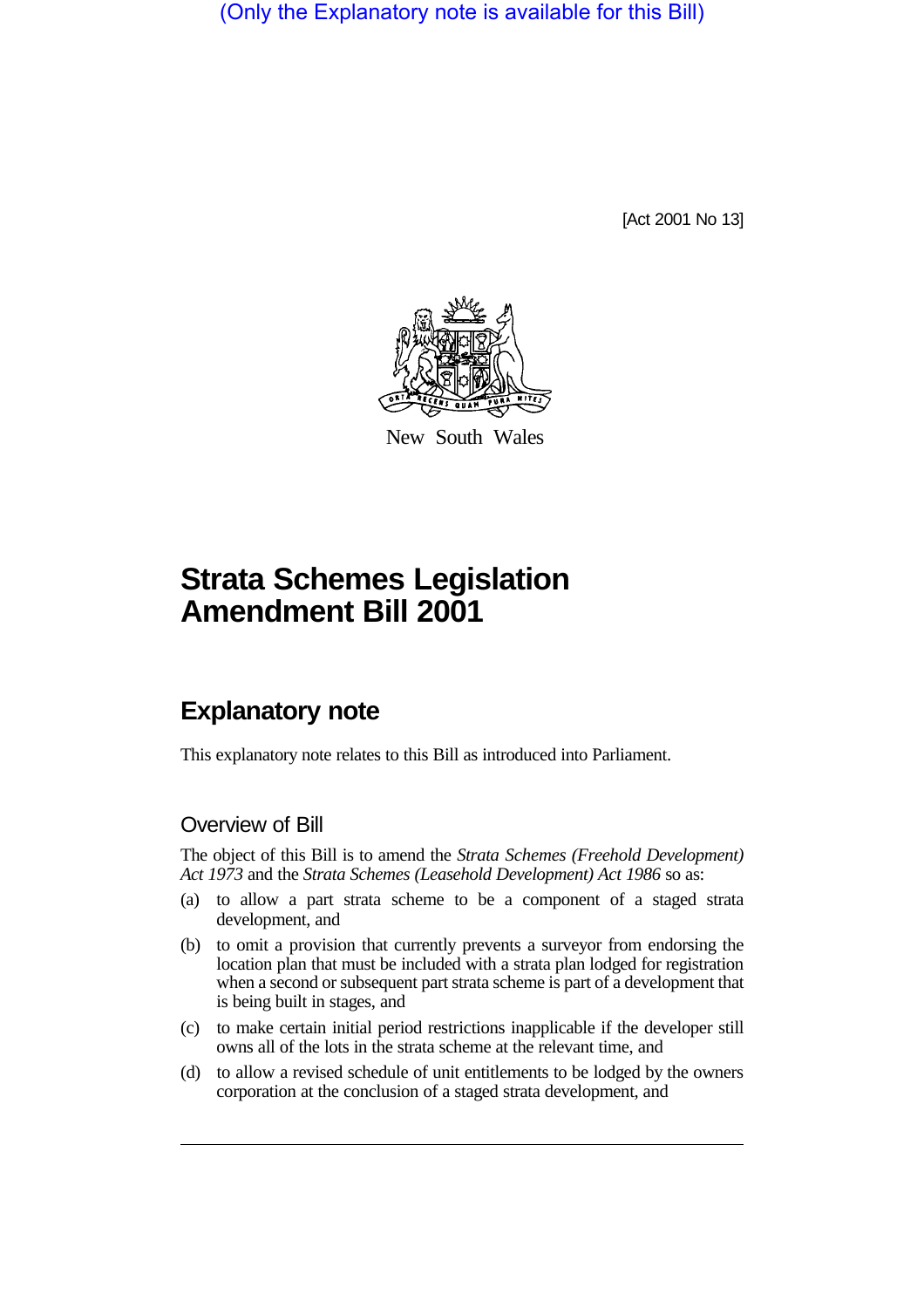(Only the Explanatory note is available for this Bill)

[Act 2001 No 13]

New South Wales

# Strata Schemes Legislation Amendment Bill 2001

## Explanatory note

This explanatory note relates to this Bill as introduced into Parliament.

### Overview of Bill

The object of this Bill is to amend the *Strata Schemes (Freehold Development) Act 1973* and the *Strata Schemes (Leasehold Development) Act 1986* so as:

(a) to allow a part strata scheme to be a component of a staged strata development, and

(b) to omit a provision that currently prevents a surveyor from endorsing the location plan that must be included with a strata plan lodged for registration when a second or subsequent part strata scheme is part of a development that is being built in stages, and

(c) to make certain initial period restrictions inapplicable if the developer still owns all of the lots in the strata scheme at the relevant time, and

(d) to allow a revised schedule of unit entitlements to be lodged by the owners corporation at the conclusion of a staged strata development, and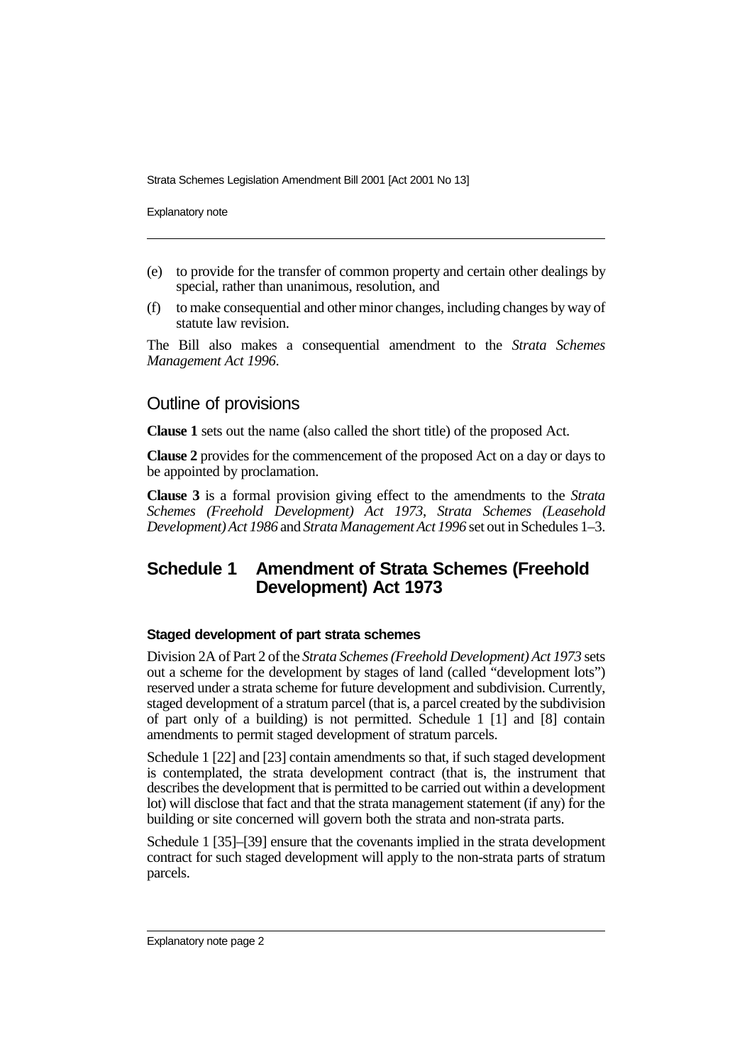(e) to provide for the transfer of common property and certain other dealings by special, rather than unanimous, resolution, and

(f) to make consequential and other minor changes, including changes by way of statute law revision.

The Bill also makes a consequential amendment to the *Strata Schemes Management Act 1996*.

## Outline of provisions

**Clause 1** sets out the name (also called the short title) of the proposed Act.

**Clause 2** provides for the commencement of the proposed Act on a day or days to be appointed by proclamation.

**Clause 3** is a formal provision giving effect to the amendments to the *Strata Schemes (Freehold Development) Act 1973*, *Strata Schemes (Leasehold Development) Act 1986* and *Strata Management Act 1996* set out in Schedules 1–3.

## Schedule 1 Amendment of Strata Schemes (Freehold Development) Act 1973

#### Staged development of part strata schemes

Division 2A of Part 2 of the *Strata Schemes (Freehold Development) Act 1973* sets out a scheme for the development by stages of land (called "development lots") reserved under a strata scheme for future development and subdivision. Currently, staged development of a stratum parcel (that is, a parcel created by the subdivision of part only of a building) is not permitted. Schedule 1 [1] and [8] contain amendments to permit staged development of stratum parcels.

Schedule 1 [22] and [23] contain amendments so that, if such staged development is contemplated, the strata development contract (that is, the instrument that describes the development that is permitted to be carried out within a development lot) will disclose that fact and that the strata management statement (if any) for the building or site concerned will govern both the strata and non-strata parts.

Schedule 1 [35]–[39] ensure that the covenants implied in the strata development contract for such staged development will apply to the non-strata parts of stratum parcels.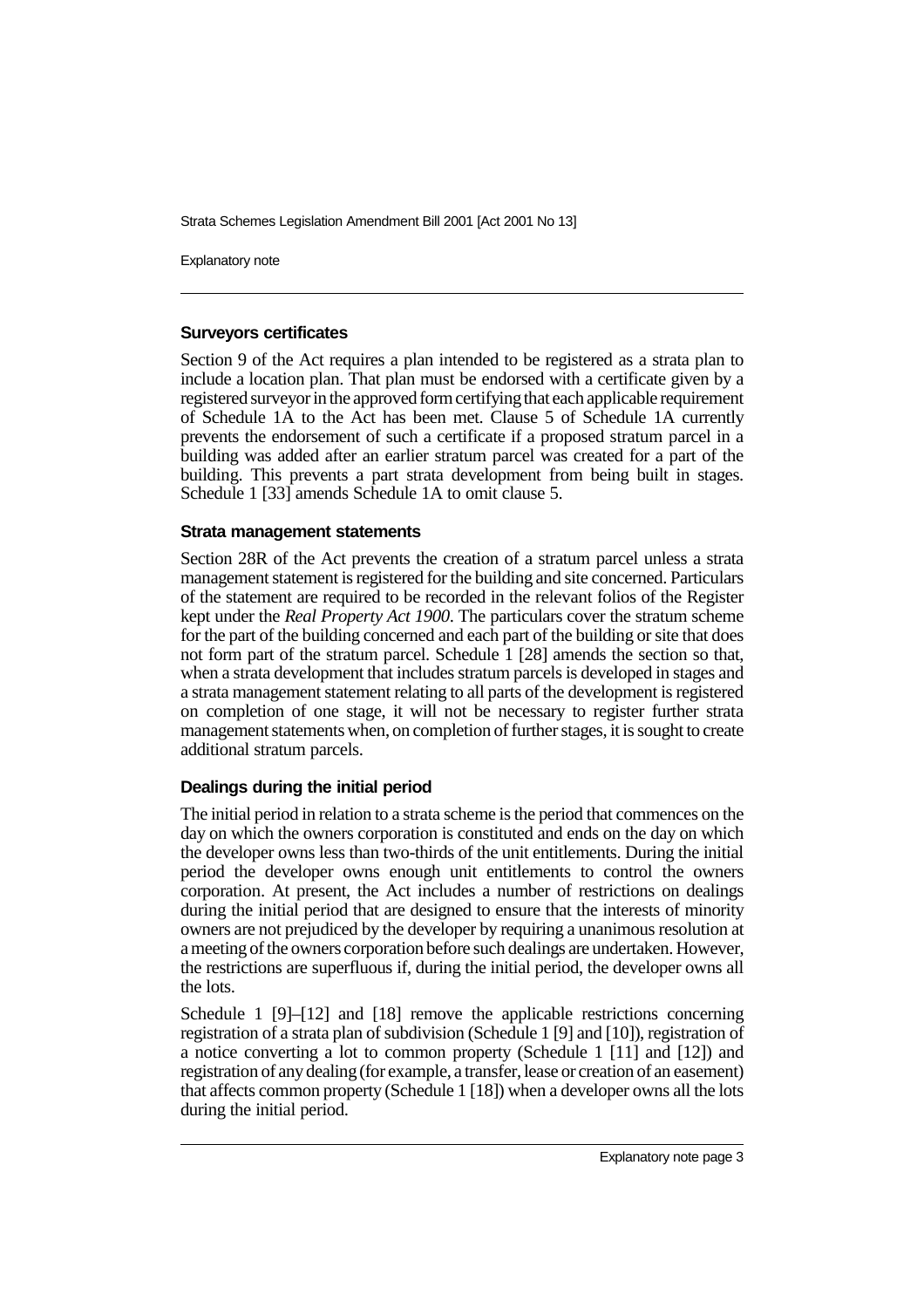### Surveyors certificates

Section 9 of the Act requires a plan intended to be registered as a strata plan to include a location plan. That plan must be endorsed with a certificate given by a registered surveyor in the approved form certifying that each applicable requirement of Schedule 1A to the Act has been met. Clause 5 of Schedule 1A currently prevents the endorsement of such a certificate if a proposed stratum parcel in a building was added after an earlier stratum parcel was created for a part of the building. This prevents a part strata development from being built in stages. Schedule 1 [33] amends Schedule 1A to omit clause 5.

### Strata management statements

Section 28R of the Act prevents the creation of a stratum parcel unless a strata management statement is registered for the building and site concerned. Particulars of the statement are required to be recorded in the relevant folios of the Register kept under the *Real Property Act 1900*. The particulars cover the stratum scheme for the part of the building concerned and each part of the building or site that does not form part of the stratum parcel. Schedule 1 [28] amends the section so that, when a strata development that includes stratum parcels is developed in stages and a strata management statement relating to all parts of the development is registered on completion of one stage, it will not be necessary to register further strata management statements when, on completion of further stages, it is sought to create additional stratum parcels.

### Dealings during the initial period

The initial period in relation to a strata scheme is the period that commences on the day on which the owners corporation is constituted and ends on the day on which the developer owns less than two-thirds of the unit entitlements. During the initial period the developer owns enough unit entitlements to control the owners corporation. At present, the Act includes a number of restrictions on dealings during the initial period that are designed to ensure that the interests of minority owners are not prejudiced by the developer by requiring a unanimous resolution at a meeting of the owners corporation before such dealings are undertaken. However, the restrictions are superfluous if, during the initial period, the developer owns all the lots.

Schedule 1 [9]–[12] and [18] remove the applicable restrictions concerning registration of a strata plan of subdivision (Schedule 1 [9] and [10]), registration of a notice converting a lot to common property (Schedule 1 [11] and [12]) and registration of any dealing (for example, a transfer, lease or creation of an easement) that affects common property (Schedule 1 [18]) when a developer owns all the lots during the initial period.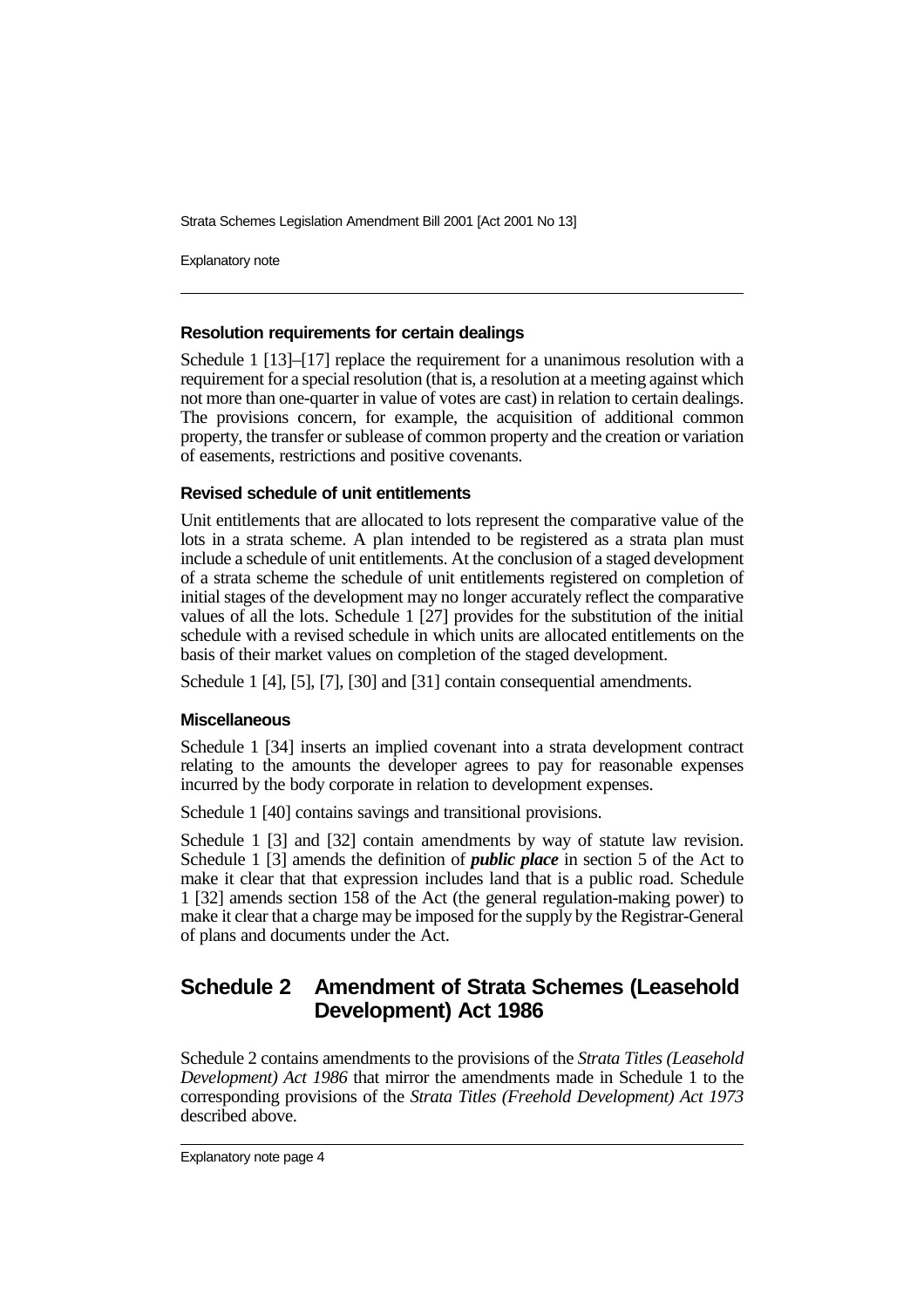### Resolution requirements for certain dealings

Schedule 1 [13]–[17] replace the requirement for a unanimous resolution with a requirement for a special resolution (that is, a resolution at a meeting against which not more than one-quarter in value of votes are cast) in relation to certain dealings. The provisions concern, for example, the acquisition of additional common property, the transfer or sublease of common property and the creation or variation of easements, restrictions and positive covenants.

### Revised schedule of unit entitlements

Unit entitlements that are allocated to lots represent the comparative value of the lots in a strata scheme. A plan intended to be registered as a strata plan must include a schedule of unit entitlements. At the conclusion of a staged development of a strata scheme the schedule of unit entitlements registered on completion of initial stages of the development may no longer accurately reflect the comparative values of all the lots. Schedule 1 [27] provides for the substitution of the initial schedule with a revised schedule in which units are allocated entitlements on the basis of their market values on completion of the staged development.

Schedule 1 [4], [5], [7], [30] and [31] contain consequential amendments.

### Miscellaneous

Schedule 1 [34] inserts an implied covenant into a strata development contract relating to the amounts the developer agrees to pay for reasonable expenses incurred by the body corporate in relation to development expenses.

Schedule 1 [40] contains savings and transitional provisions.

Schedule 1 [3] and [32] contain amendments by way of statute law revision. Schedule 1 [3] amends the definition of ***public place*** in section 5 of the Act to make it clear that that expression includes land that is a public road. Schedule 1 [32] amends section 158 of the Act (the general regulation-making power) to make it clear that a charge may be imposed for the supply by the Registrar-General of plans and documents under the Act.

## Schedule 2 Amendment of Strata Schemes (Leasehold Development) Act 1986

Schedule 2 contains amendments to the provisions of the *Strata Titles (Leasehold Development) Act 1986* that mirror the amendments made in Schedule 1 to the corresponding provisions of the *Strata Titles (Freehold Development) Act 1973* described above.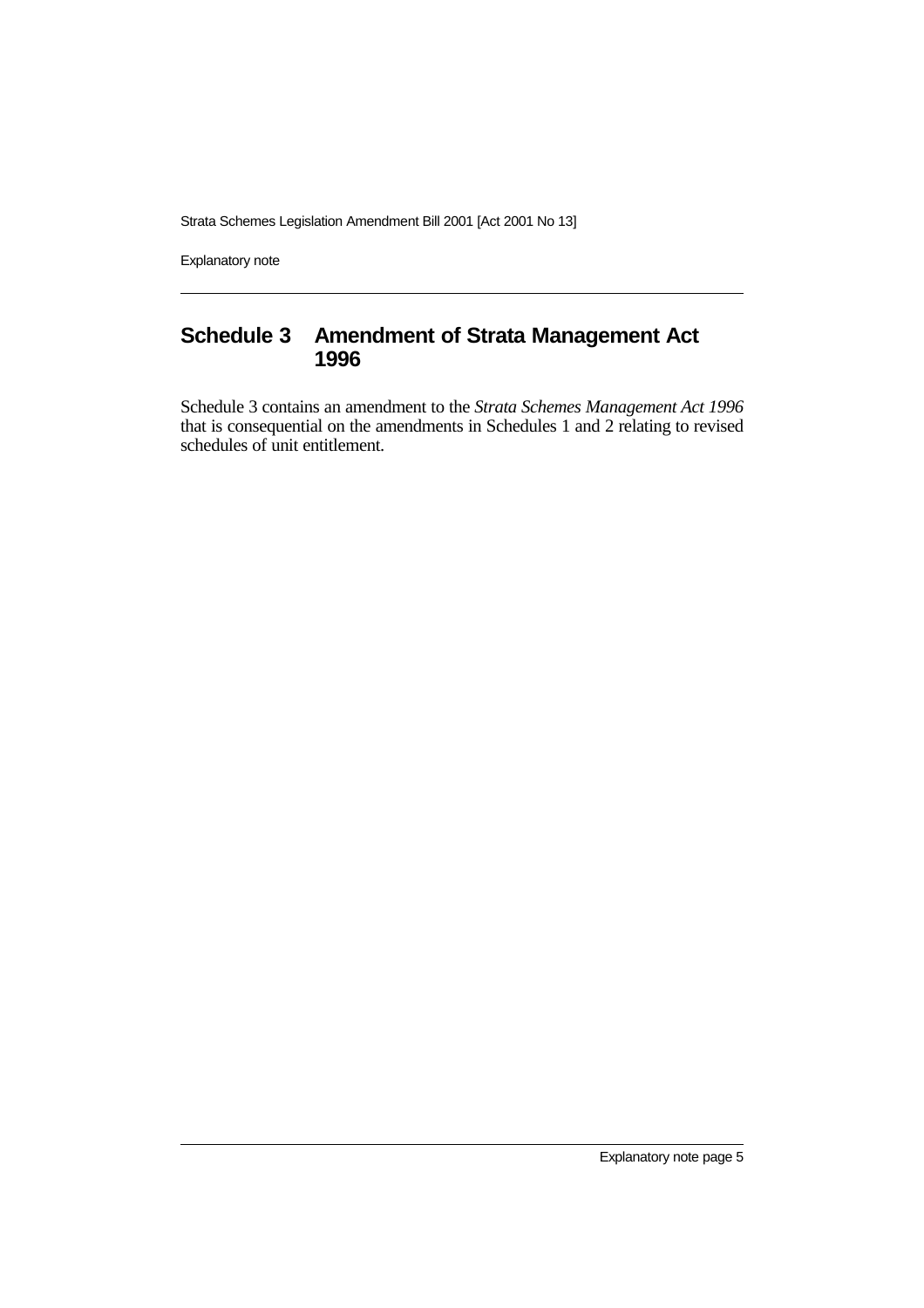## Schedule 3 Amendment of Strata Management Act 1996

Schedule 3 contains an amendment to the *Strata Schemes Management Act 1996* that is consequential on the amendments in Schedules 1 and 2 relating to revised schedules of unit entitlement.